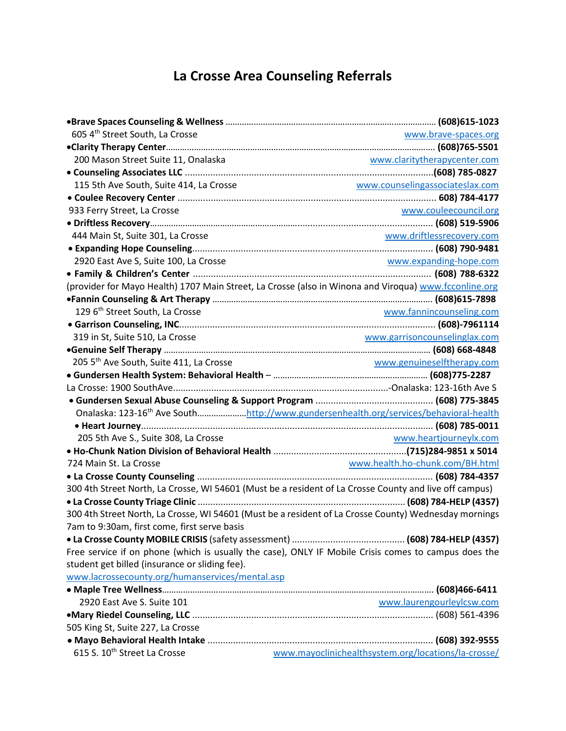# La Crosse Area Counseling Referrals

- **Brave Spaces Counseling & Wellness** ........ **(608)615-1023**
  605 4th Street South, La Crosse www.brave-spaces.org
- **Clarity Therapy Center**........ **(608)765-5501**
  200 Mason Street Suite 11, Onalaska www.claritytherapycenter.com
- **Counseling Associates LLC** ........ **(608) 785-0827**
  115 5th Ave South, Suite 414, La Crosse www.counselingassociateslax.com
- **Coulee Recovery Center** ........ **608) 784-4177**
  933 Ferry Street, La Crosse www.couleecouncil.org
- **Driftless Recovery**........ **(608) 519-5906**
  444 Main St, Suite 301, La Crosse www.driftlessrecovery.com
- **Expanding Hope Counseling**........ **(608) 790-9481**
  2920 East Ave S, Suite 100, La Crosse www.expanding-hope.com
- **Family & Children's Center** ........ **(608) 788-6322**
  (provider for Mayo Health) 1707 Main Street, La Crosse (also in Winona and Viroqua) www.fcconline.org
- **Fannin Counseling & Art Therapy** ........ **(608)615-7898**
  129 6th Street South, La Crosse www.fannincounseling.com
- **Garrison Counseling, INC**........ **(608)-7961114**
  319 in St, Suite 510, La Crosse www.garrisoncounselinglax.com
- **Genuine Self Therapy** ........ **(608) 668-4848**
  205 5th Ave South, Suite 411, La Crosse www.genuineselftherapy.com
- **Gundersen Health System: Behavioral Health** – ........ **(608)775-2287**
  La Crosse: 1900 SouthAve........-Onalaska: 123-16th Ave S
- **Gundersen Sexual Abuse Counseling & Support Program** ........ **(608) 775-3845**
  Onalaska: 123-16th Ave South........http://www.gundersenhealth.org/services/behavioral-health
- **Heart Journey**........ **(608) 785-0011**
  205 5th Ave S., Suite 308, La Crosse www.heartjourneylx.com
- **Ho-Chunk Nation Division of Behavioral Health** ........ **(715)284-9851 x 5014**
  724 Main St. La Crosse www.health.ho-chunk.com/BH.html
- **La Crosse County Counseling** ........ **(608) 784-4357**
  300 4th Street North, La Crosse, WI 54601 (Must be a resident of La Crosse County and live off campus)
- **La Crosse County Triage Clinic** ........ **(608) 784-HELP (4357)**
  300 4th Street North, La Crosse, WI 54601 (Must be a resident of La Crosse County) Wednesday mornings 7am to 9:30am, first come, first serve basis
- **La Crosse County MOBILE CRISIS** (safety assessment) ........ **(608) 784-HELP (4357)**
  Free service if on phone (which is usually the case), ONLY IF Mobile Crisis comes to campus does the student get billed (insurance or sliding fee).
  www.lacrossecounty.org/humanservices/mental.asp
- **Maple Tree Wellness**........ **(608)466-6411**
  2920 East Ave S. Suite 101 www.laurengourleylcsw.com
- **Mary Riedel Counseling, LLC** ........ (608) 561-4396
  505 King St, Suite 227, La Crosse
- **Mayo Behavioral Health Intake** ........ **(608) 392-9555**
  615 S. 10th Street La Crosse www.mayoclinichealthsystem.org/locations/la-crosse/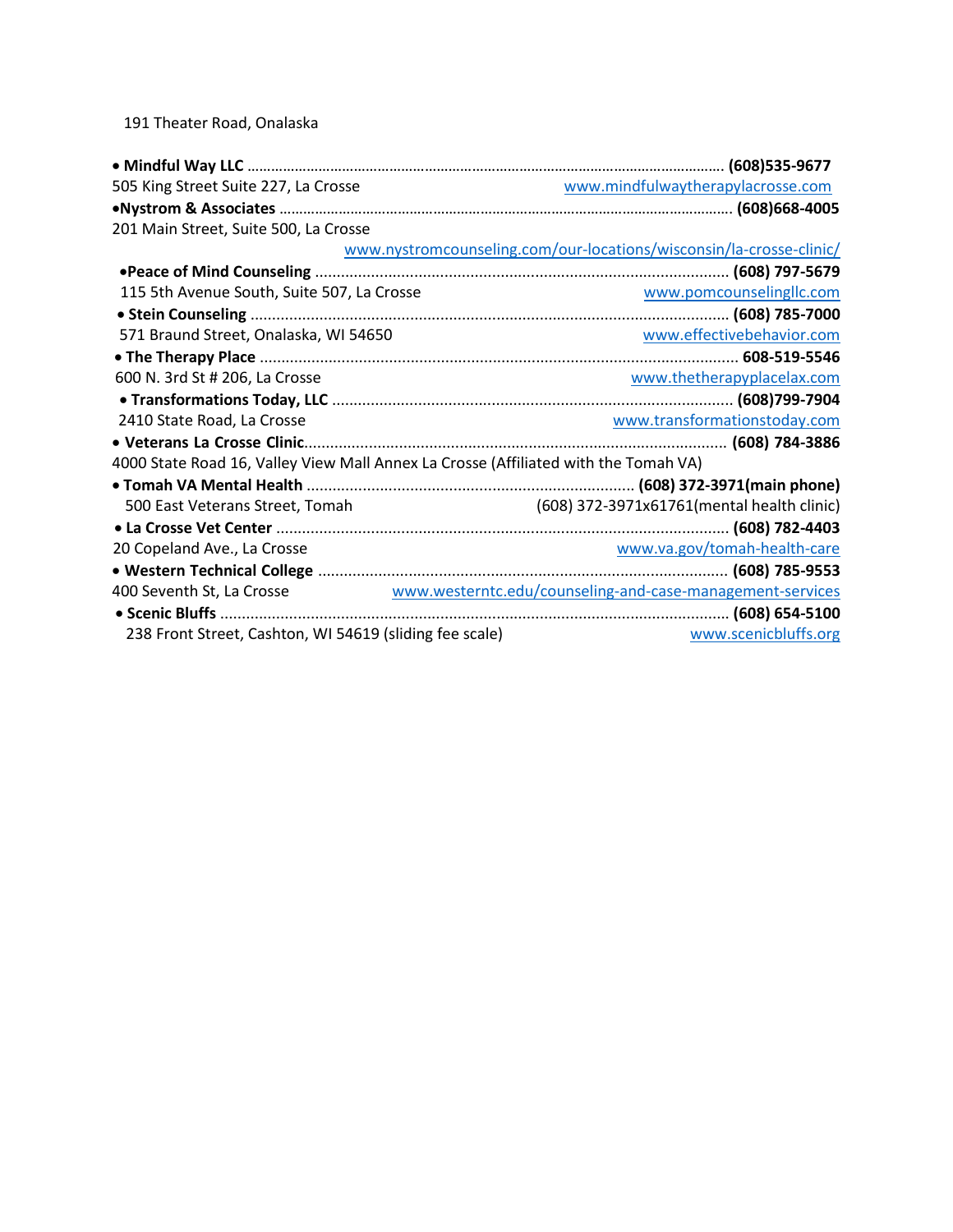191 Theater Road, Onalaska

- **Mindful Way LLC** ........................................ **(608)535-9677**
  505 King Street Suite 227, La Crosse www.mindfulwaytherapylacrosse.com
- **Nystrom & Associates** ........................................ **(608)668-4005**
  201 Main Street, Suite 500, La Crosse
  www.nystromcounseling.com/our-locations/wisconsin/la-crosse-clinic/
- **Peace of Mind Counseling** ........................................ **(608) 797-5679**
  115 5th Avenue South, Suite 507, La Crosse www.pomcounselingllc.com
- **Stein Counseling** ........................................ **(608) 785-7000**
  571 Braund Street, Onalaska, WI 54650 www.effectivebehavior.com
- **The Therapy Place** ........................................ **608-519-5546**
  600 N. 3rd St # 206, La Crosse www.thetherapyplacelax.com
- **Transformations Today, LLC** ........................................ **(608)799-7904**
  2410 State Road, La Crosse www.transformationstoday.com
- **Veterans La Crosse Clinic**........................................ **(608) 784-3886**
  4000 State Road 16, Valley View Mall Annex La Crosse (Affiliated with the Tomah VA)
- **Tomah VA Mental Health** ........................................ **(608) 372-3971(main phone)**
  500 East Veterans Street, Tomah (608) 372-3971x61761(mental health clinic)
- **La Crosse Vet Center** ........................................ **(608) 782-4403**
  20 Copeland Ave., La Crosse www.va.gov/tomah-health-care
- **Western Technical College** ........................................ **(608) 785-9553**
  400 Seventh St, La Crosse www.westerntc.edu/counseling-and-case-management-services
- **Scenic Bluffs** ........................................ **(608) 654-5100**
  238 Front Street, Cashton, WI 54619 (sliding fee scale) www.scenicbluffs.org